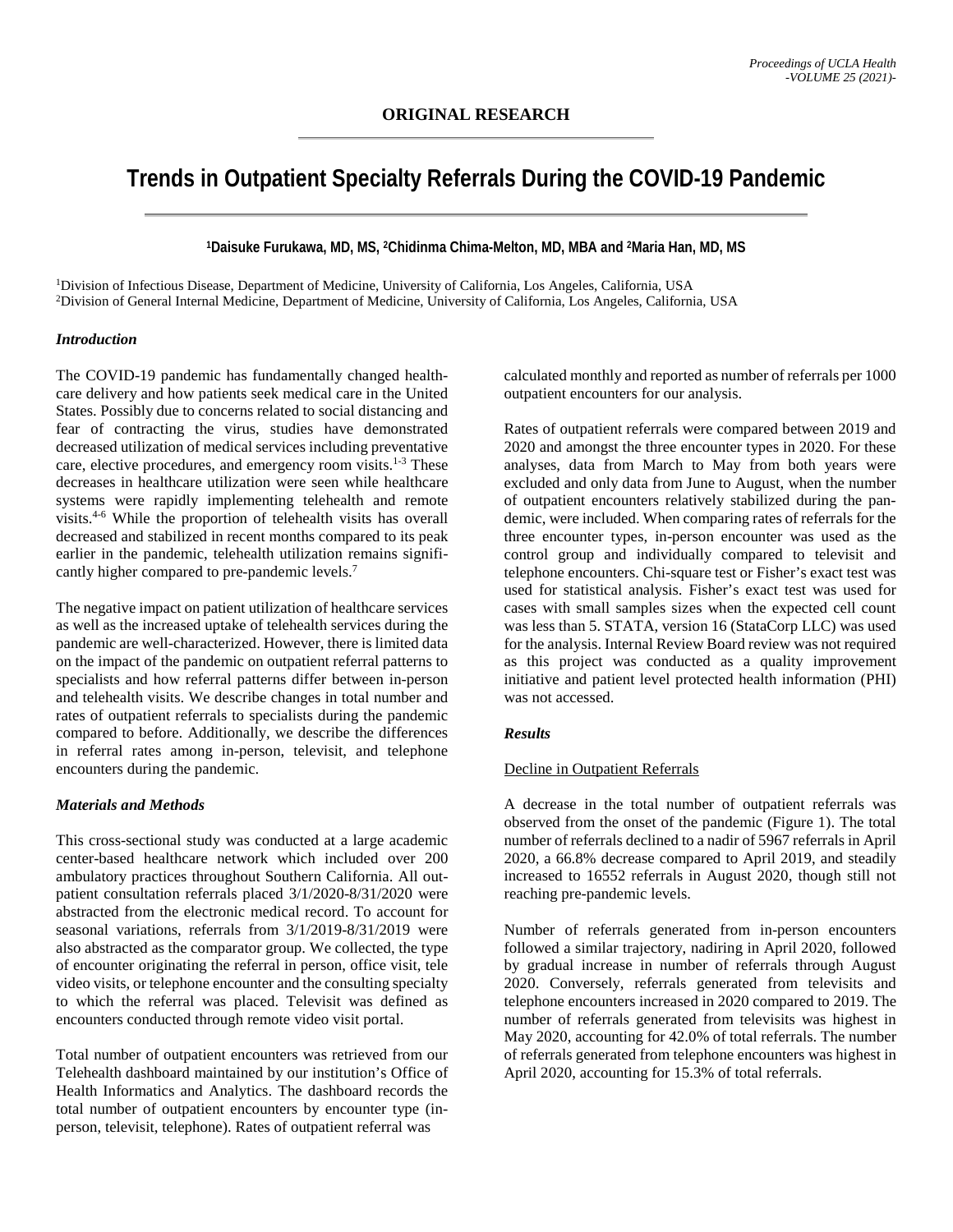ORIGINAL RESEARCH

# Trends in Outpatient Specialty Referrals During the COVID-19 Pandemic

**[1]Daisuke Furukawa, MD, MS, [2]Chidinma Chima-Melton, MD, MBA and [2]Maria Han, MD, MS**

[1]Division of Infectious Disease, Department of Medicine, University of California, Los Angeles, California, USA
[2]Division of General Internal Medicine, Department of Medicine, University of California, Los Angeles, California, USA

### *Introduction*

The COVID-19 pandemic has fundamentally changed healthcare delivery and how patients seek medical care in the United States. Possibly due to concerns related to social distancing and fear of contracting the virus, studies have demonstrated decreased utilization of medical services including preventative care, elective procedures, and emergency room visits.[1-3] These decreases in healthcare utilization were seen while healthcare systems were rapidly implementing telehealth and remote visits.[4-6] While the proportion of telehealth visits has overall decreased and stabilized in recent months compared to its peak earlier in the pandemic, telehealth utilization remains significantly higher compared to pre-pandemic levels.[7]

The negative impact on patient utilization of healthcare services as well as the increased uptake of telehealth services during the pandemic are well-characterized. However, there is limited data on the impact of the pandemic on outpatient referral patterns to specialists and how referral patterns differ between in-person and telehealth visits. We describe changes in total number and rates of outpatient referrals to specialists during the pandemic compared to before. Additionally, we describe the differences in referral rates among in-person, televisit, and telephone encounters during the pandemic.

### *Materials and Methods*

This cross-sectional study was conducted at a large academic center-based healthcare network which included over 200 ambulatory practices throughout Southern California. All outpatient consultation referrals placed 3/1/2020-8/31/2020 were abstracted from the electronic medical record. To account for seasonal variations, referrals from 3/1/2019-8/31/2019 were also abstracted as the comparator group. We collected, the type of encounter originating the referral in person, office visit, tele video visits, or telephone encounter and the consulting specialty to which the referral was placed. Televisit was defined as encounters conducted through remote video visit portal.

Total number of outpatient encounters was retrieved from our Telehealth dashboard maintained by our institution's Office of Health Informatics and Analytics. The dashboard records the total number of outpatient encounters by encounter type (in-person, televisit, telephone). Rates of outpatient referral was calculated monthly and reported as number of referrals per 1000 outpatient encounters for our analysis.

Rates of outpatient referrals were compared between 2019 and 2020 and amongst the three encounter types in 2020. For these analyses, data from March to May from both years were excluded and only data from June to August, when the number of outpatient encounters relatively stabilized during the pandemic, were included. When comparing rates of referrals for the three encounter types, in-person encounter was used as the control group and individually compared to televisit and telephone encounters. Chi-square test or Fisher's exact test was used for statistical analysis. Fisher's exact test was used for cases with small samples sizes when the expected cell count was less than 5. STATA, version 16 (StataCorp LLC) was used for the analysis. Internal Review Board review was not required as this project was conducted as a quality improvement initiative and patient level protected health information (PHI) was not accessed.

### *Results*

Decline in Outpatient Referrals

A decrease in the total number of outpatient referrals was observed from the onset of the pandemic (Figure 1). The total number of referrals declined to a nadir of 5967 referrals in April 2020, a 66.8% decrease compared to April 2019, and steadily increased to 16552 referrals in August 2020, though still not reaching pre-pandemic levels.

Number of referrals generated from in-person encounters followed a similar trajectory, nadiring in April 2020, followed by gradual increase in number of referrals through August 2020. Conversely, referrals generated from televisits and telephone encounters increased in 2020 compared to 2019. The number of referrals generated from televisits was highest in May 2020, accounting for 42.0% of total referrals. The number of referrals generated from telephone encounters was highest in April 2020, accounting for 15.3% of total referrals.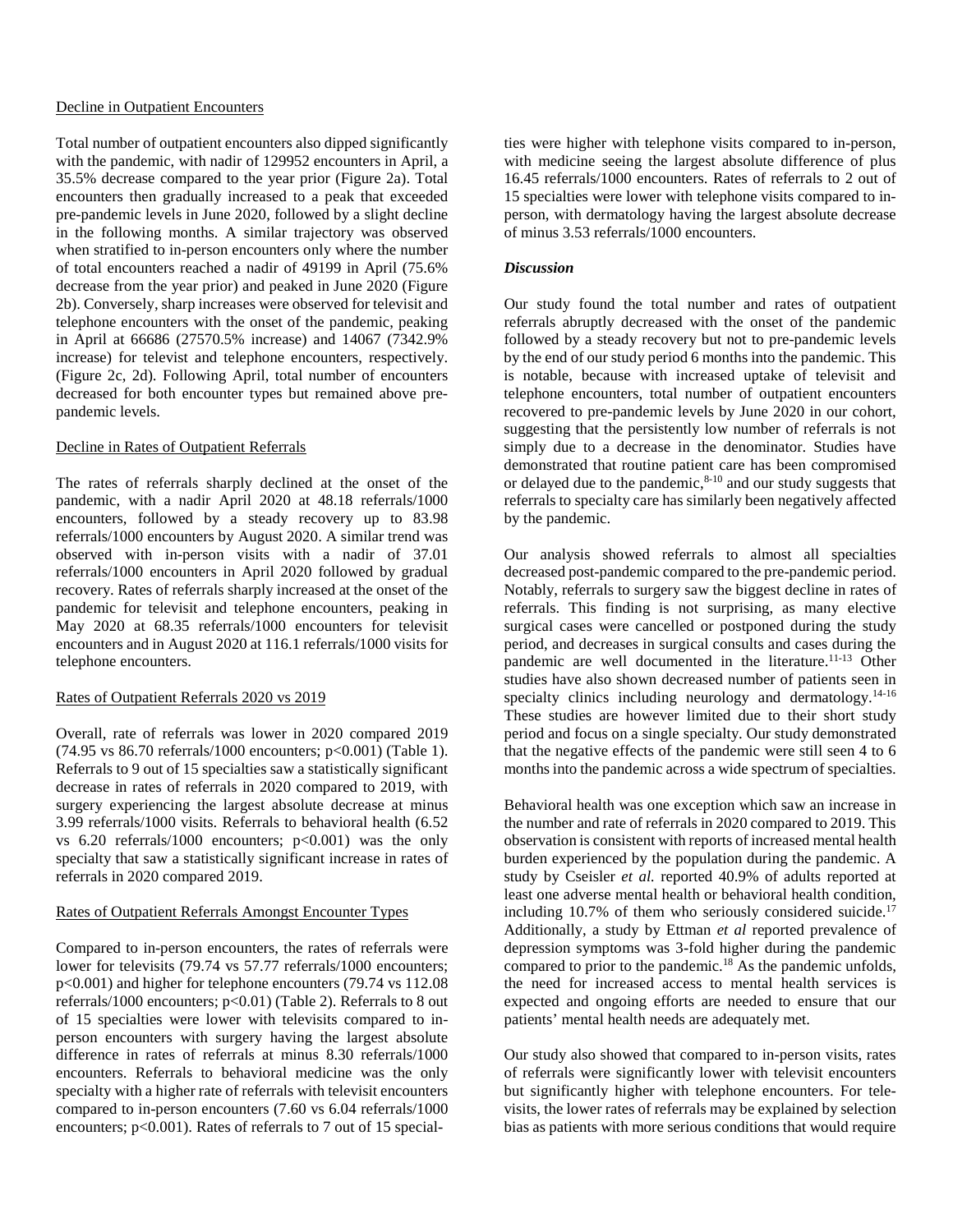Decline in Outpatient Encounters

Total number of outpatient encounters also dipped significantly with the pandemic, with nadir of 129952 encounters in April, a 35.5% decrease compared to the year prior (Figure 2a). Total encounters then gradually increased to a peak that exceeded pre-pandemic levels in June 2020, followed by a slight decline in the following months. A similar trajectory was observed when stratified to in-person encounters only where the number of total encounters reached a nadir of 49199 in April (75.6% decrease from the year prior) and peaked in June 2020 (Figure 2b). Conversely, sharp increases were observed for televisit and telephone encounters with the onset of the pandemic, peaking in April at 66686 (27570.5% increase) and 14067 (7342.9% increase) for televist and telephone encounters, respectively. (Figure 2c, 2d). Following April, total number of encounters decreased for both encounter types but remained above pre-pandemic levels.

Decline in Rates of Outpatient Referrals

The rates of referrals sharply declined at the onset of the pandemic, with a nadir April 2020 at 48.18 referrals/1000 encounters, followed by a steady recovery up to 83.98 referrals/1000 encounters by August 2020. A similar trend was observed with in-person visits with a nadir of 37.01 referrals/1000 encounters in April 2020 followed by gradual recovery. Rates of referrals sharply increased at the onset of the pandemic for televisit and telephone encounters, peaking in May 2020 at 68.35 referrals/1000 encounters for televisit encounters and in August 2020 at 116.1 referrals/1000 visits for telephone encounters.

Rates of Outpatient Referrals 2020 vs 2019

Overall, rate of referrals was lower in 2020 compared 2019 (74.95 vs 86.70 referrals/1000 encounters; $p<0.001$) (Table 1). Referrals to 9 out of 15 specialties saw a statistically significant decrease in rates of referrals in 2020 compared to 2019, with surgery experiencing the largest absolute decrease at minus 3.99 referrals/1000 visits. Referrals to behavioral health (6.52 vs 6.20 referrals/1000 encounters; $p<0.001$) was the only specialty that saw a statistically significant increase in rates of referrals in 2020 compared 2019.

Rates of Outpatient Referrals Amongst Encounter Types

Compared to in-person encounters, the rates of referrals were lower for televisits (79.74 vs 57.77 referrals/1000 encounters; $p<0.001$) and higher for telephone encounters (79.74 vs 112.08 referrals/1000 encounters; $p<0.01$) (Table 2). Referrals to 8 out of 15 specialties were lower with televisits compared to in-person encounters with surgery having the largest absolute difference in rates of referrals at minus 8.30 referrals/1000 encounters. Referrals to behavioral medicine was the only specialty with a higher rate of referrals with televisit encounters compared to in-person encounters (7.60 vs 6.04 referrals/1000 encounters; $p<0.001$). Rates of referrals to 7 out of 15 specialties were higher with telephone visits compared to in-person, with medicine seeing the largest absolute difference of plus 16.45 referrals/1000 encounters. Rates of referrals to 2 out of 15 specialties were lower with telephone visits compared to in-person, with dermatology having the largest absolute decrease of minus 3.53 referrals/1000 encounters.

### *Discussion*

Our study found the total number and rates of outpatient referrals abruptly decreased with the onset of the pandemic followed by a steady recovery but not to pre-pandemic levels by the end of our study period 6 months into the pandemic. This is notable, because with increased uptake of televisit and telephone encounters, total number of outpatient encounters recovered to pre-pandemic levels by June 2020 in our cohort, suggesting that the persistently low number of referrals is not simply due to a decrease in the denominator. Studies have demonstrated that routine patient care has been compromised or delayed due to the pandemic,[8-10] and our study suggests that referrals to specialty care has similarly been negatively affected by the pandemic.

Our analysis showed referrals to almost all specialties decreased post-pandemic compared to the pre-pandemic period. Notably, referrals to surgery saw the biggest decline in rates of referrals. This finding is not surprising, as many elective surgical cases were cancelled or postponed during the study period, and decreases in surgical consults and cases during the pandemic are well documented in the literature.[11-13] Other studies have also shown decreased number of patients seen in specialty clinics including neurology and dermatology.[14-16] These studies are however limited due to their short study period and focus on a single specialty. Our study demonstrated that the negative effects of the pandemic were still seen 4 to 6 months into the pandemic across a wide spectrum of specialties.

Behavioral health was one exception which saw an increase in the number and rate of referrals in 2020 compared to 2019. This observation is consistent with reports of increased mental health burden experienced by the population during the pandemic. A study by Cseisler *et al.* reported 40.9% of adults reported at least one adverse mental health or behavioral health condition, including 10.7% of them who seriously considered suicide.[17] Additionally, a study by Ettman *et al* reported prevalence of depression symptoms was 3-fold higher during the pandemic compared to prior to the pandemic.[18] As the pandemic unfolds, the need for increased access to mental health services is expected and ongoing efforts are needed to ensure that our patients' mental health needs are adequately met.

Our study also showed that compared to in-person visits, rates of referrals were significantly lower with televisit encounters but significantly higher with telephone encounters. For tele-visits, the lower rates of referrals may be explained by selection bias as patients with more serious conditions that would require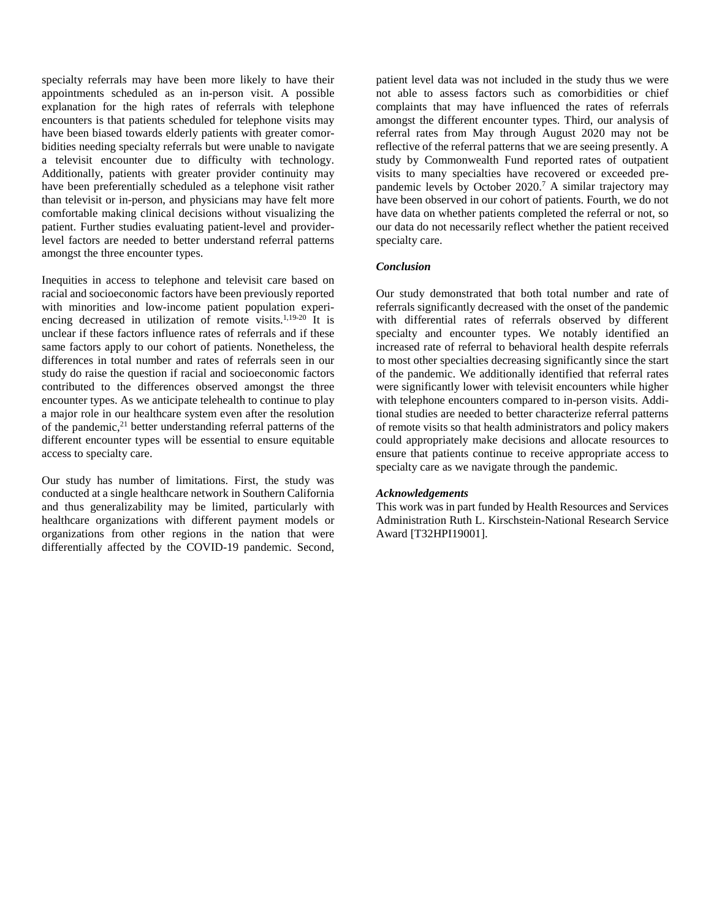specialty referrals may have been more likely to have their appointments scheduled as an in-person visit. A possible explanation for the high rates of referrals with telephone encounters is that patients scheduled for telephone visits may have been biased towards elderly patients with greater comorbidities needing specialty referrals but were unable to navigate a televisit encounter due to difficulty with technology. Additionally, patients with greater provider continuity may have been preferentially scheduled as a telephone visit rather than televisit or in-person, and physicians may have felt more comfortable making clinical decisions without visualizing the patient. Further studies evaluating patient-level and provider-level factors are needed to better understand referral patterns amongst the three encounter types.

Inequities in access to telephone and televisit care based on racial and socioeconomic factors have been previously reported with minorities and low-income patient population experiencing decreased in utilization of remote visits.[1,19-20] It is unclear if these factors influence rates of referrals and if these same factors apply to our cohort of patients. Nonetheless, the differences in total number and rates of referrals seen in our study do raise the question if racial and socioeconomic factors contributed to the differences observed amongst the three encounter types. As we anticipate telehealth to continue to play a major role in our healthcare system even after the resolution of the pandemic,[21] better understanding referral patterns of the different encounter types will be essential to ensure equitable access to specialty care.

Our study has number of limitations. First, the study was conducted at a single healthcare network in Southern California and thus generalizability may be limited, particularly with healthcare organizations with different payment models or organizations from other regions in the nation that were differentially affected by the COVID-19 pandemic. Second, patient level data was not included in the study thus we were not able to assess factors such as comorbidities or chief complaints that may have influenced the rates of referrals amongst the different encounter types. Third, our analysis of referral rates from May through August 2020 may not be reflective of the referral patterns that we are seeing presently. A study by Commonwealth Fund reported rates of outpatient visits to many specialties have recovered or exceeded pre-pandemic levels by October 2020.[7] A similar trajectory may have been observed in our cohort of patients. Fourth, we do not have data on whether patients completed the referral or not, so our data do not necessarily reflect whether the patient received specialty care.

### *Conclusion*

Our study demonstrated that both total number and rate of referrals significantly decreased with the onset of the pandemic with differential rates of referrals observed by different specialty and encounter types. We notably identified an increased rate of referral to behavioral health despite referrals to most other specialties decreasing significantly since the start of the pandemic. We additionally identified that referral rates were significantly lower with televisit encounters while higher with telephone encounters compared to in-person visits. Additional studies are needed to better characterize referral patterns of remote visits so that health administrators and policy makers could appropriately make decisions and allocate resources to ensure that patients continue to receive appropriate access to specialty care as we navigate through the pandemic.

### *Acknowledgements*

This work was in part funded by Health Resources and Services Administration Ruth L. Kirschstein-National Research Service Award [T32HPI19001].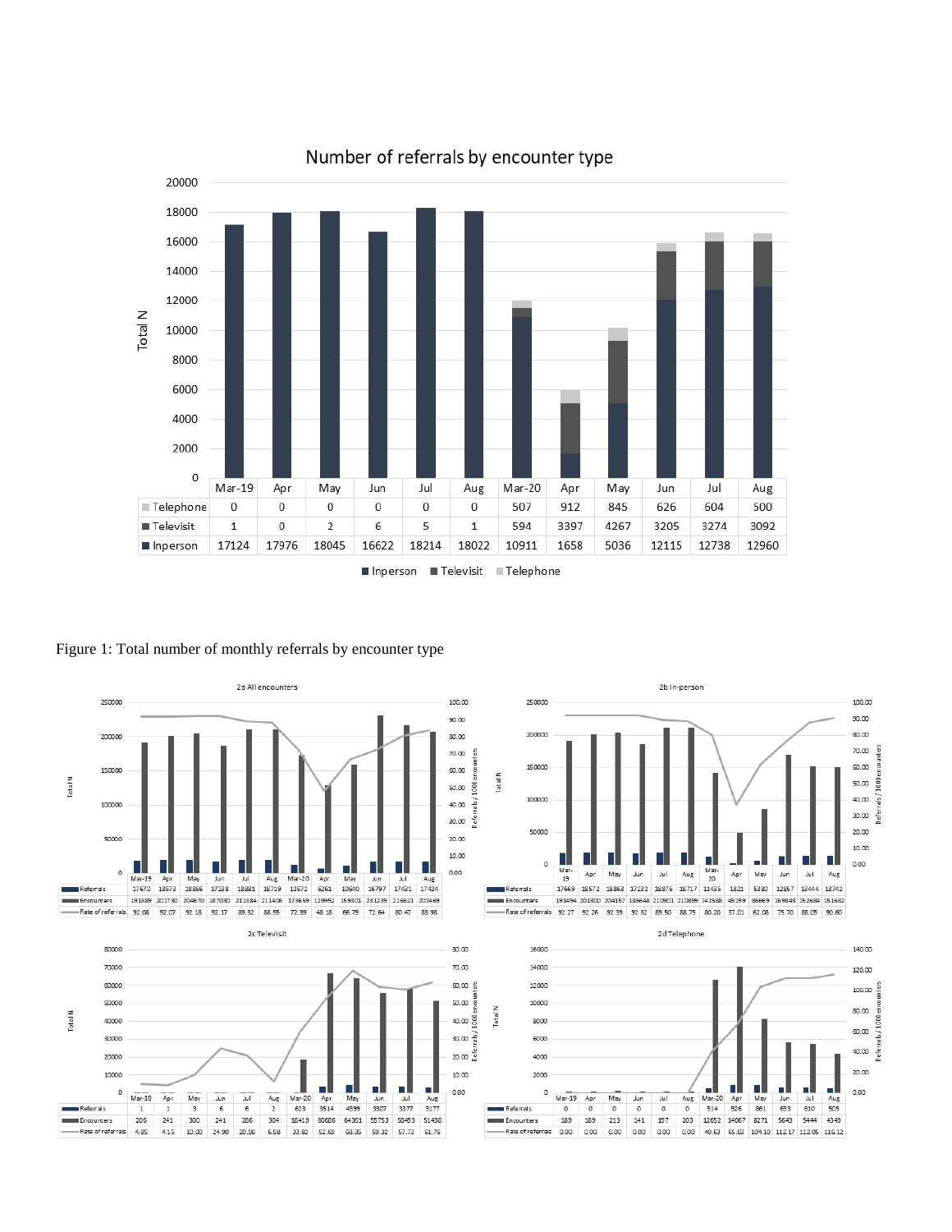## Number of referrals by encounter type

| | Mar-19 | Apr | May | Jun | Jul | Aug | Mar-20 | Apr | May | Jun | Jul | Aug |
|---|---|---|---|---|---|---|---|---|---|---|---|---|
| Telephone | 0 | 0 | 0 | 0 | 0 | 0 | 507 | 912 | 845 | 626 | 604 | 500 |
| Televisit | 1 | 0 | 2 | 6 | 5 | 1 | 594 | 3397 | 4267 | 3205 | 3274 | 3092 |
| Inperson | 17124 | 17976 | 18045 | 16622 | 18214 | 18022 | 10911 | 1658 | 5036 | 12115 | 12738 | 12960 |

Figure 1: Total number of monthly referrals by encounter type

### 2a All encounters

| | Mar-19 | Apr | May | Jun | Jul | Aug | Mar-20 | Apr | May | Jun | Jul | Aug |
|---|---|---|---|---|---|---|---|---|---|---|---|---|
| Referrals | 17670 | 18573 | 18866 | 17238 | 18881 | 18719 | 12572 | 6261 | 10640 | 16797 | 17431 | 17424 |
| Encounters | 191889 | 201780 | 204670 | 187080 | 211384 | 211406 | 173659 | 129952 | 159301 | 231239 | 216621 | 207469 |
| Rate of referrals | 92.08 | 92.07 | 92.18 | 92.17 | 89.32 | 88.55 | 72.39 | 48.18 | 66.79 | 72.64 | 80.47 | 83.98 |

### 2b In-person

| | Mar-19 | Apr | May | Jun | Jul | Aug | Mar-20 | Apr | May | Jun | Jul | Aug |
|---|---|---|---|---|---|---|---|---|---|---|---|---|
| Referrals | 17669 | 18572 | 18863 | 17232 | 18875 | 18717 | 11435 | 1821 | 5380 | 12857 | 13444 | 13742 |
| Encounters | 191494 | 201300 | 204157 | 186648 | 210901 | 210899 | 142588 | 49199 | 86669 | 169848 | 152684 | 151682 |
| Rate of referrals | 92.27 | 92.26 | 92.39 | 92.32 | 89.50 | 88.75 | 80.20 | 37.01 | 62.08 | 75.70 | 88.05 | 90.60 |

### 2c Televisit

| | Mar-19 | Apr | May | Jun | Jul | Aug | Mar-20 | Apr | May | Jun | Jul | Aug |
|---|---|---|---|---|---|---|---|---|---|---|---|---|
| Referrals | 1 | 1 | 3 | 6 | 6 | 2 | 623 | 3514 | 4399 | 3307 | 3377 | 3177 |
| Encounters | 206 | 241 | 300 | 241 | 286 | 304 | 18419 | 66686 | 64361 | 55753 | 58493 | 51438 |
| Rate of referrals | 4.85 | 4.15 | 10.00 | 24.90 | 20.98 | 6.58 | 33.82 | 52.69 | 68.35 | 59.32 | 57.73 | 61.76 |

### 2d Telephone

| | Mar-19 | Apr | May | Jun | Jul | Aug | Mar-20 | Apr | May | Jun | Jul | Aug |
|---|---|---|---|---|---|---|---|---|---|---|---|---|
| Referrals | 0 | 0 | 0 | 0 | 0 | 0 | 514 | 926 | 861 | 633 | 610 | 505 |
| Encounters | 189 | 189 | 213 | 141 | 197 | 203 | 12652 | 14067 | 8271 | 5643 | 5444 | 4349 |
| Rate of referrals | 0.00 | 0.00 | 0.00 | 0.00 | 0.00 | 0.00 | 40.63 | 65.83 | 104.10 | 112.17 | 112.05 | 116.12 |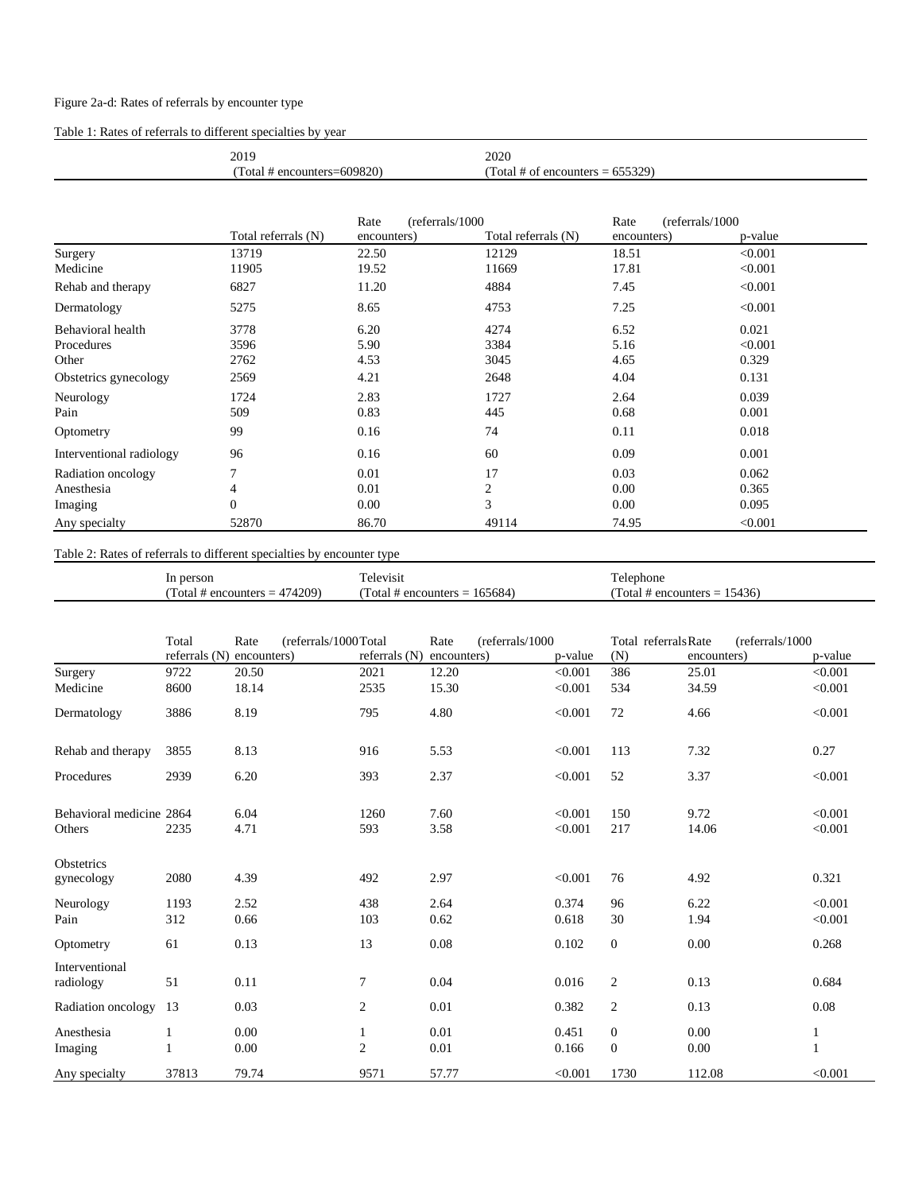Figure 2a-d: Rates of referrals by encounter type

Table 1: Rates of referrals to different specialties by year

| | 2019 (Total # encounters=609820) | | 2020 (Total # of encounters = 655329) | | |
|---|---|---|---|---|---|
| | Total referrals (N) | Rate (referrals/1000 encounters) | Total referrals (N) | Rate (referrals/1000 encounters) | p-value |
| Surgery | 13719 | 22.50 | 12129 | 18.51 | <0.001 |
| Medicine | 11905 | 19.52 | 11669 | 17.81 | <0.001 |
| Rehab and therapy | 6827 | 11.20 | 4884 | 7.45 | <0.001 |
| Dermatology | 5275 | 8.65 | 4753 | 7.25 | <0.001 |
| Behavioral health | 3778 | 6.20 | 4274 | 6.52 | 0.021 |
| Procedures | 3596 | 5.90 | 3384 | 5.16 | <0.001 |
| Other | 2762 | 4.53 | 3045 | 4.65 | 0.329 |
| Obstetrics gynecology | 2569 | 4.21 | 2648 | 4.04 | 0.131 |
| Neurology | 1724 | 2.83 | 1727 | 2.64 | 0.039 |
| Pain | 509 | 0.83 | 445 | 0.68 | 0.001 |
| Optometry | 99 | 0.16 | 74 | 0.11 | 0.018 |
| Interventional radiology | 96 | 0.16 | 60 | 0.09 | 0.001 |
| Radiation oncology | 7 | 0.01 | 17 | 0.03 | 0.062 |
| Anesthesia | 4 | 0.01 | 2 | 0.00 | 0.365 |
| Imaging | 0 | 0.00 | 3 | 0.00 | 0.095 |
| Any specialty | 52870 | 86.70 | 49114 | 74.95 | <0.001 |

Table 2: Rates of referrals to different specialties by encounter type

| | In person (Total # encounters = 474209) | | Televisit (Total # encounters = 165684) | | | Telephone (Total # encounters = 15436) | | |
|---|---|---|---|---|---|---|---|---|
| | Total referrals (N) | Rate (referrals/1000 encounters) | Total referrals (N) | Rate (referrals/1000 encounters) | p-value | Total referrals (N) | Rate (referrals/1000 encounters) | p-value |
| Surgery | 9722 | 20.50 | 2021 | 12.20 | <0.001 | 386 | 25.01 | <0.001 |
| Medicine | 8600 | 18.14 | 2535 | 15.30 | <0.001 | 534 | 34.59 | <0.001 |
| Dermatology | 3886 | 8.19 | 795 | 4.80 | <0.001 | 72 | 4.66 | <0.001 |
| Rehab and therapy | 3855 | 8.13 | 916 | 5.53 | <0.001 | 113 | 7.32 | 0.27 |
| Procedures | 2939 | 6.20 | 393 | 2.37 | <0.001 | 52 | 3.37 | <0.001 |
| Behavioral medicine | 2864 | 6.04 | 1260 | 7.60 | <0.001 | 150 | 9.72 | <0.001 |
| Others | 2235 | 4.71 | 593 | 3.58 | <0.001 | 217 | 14.06 | <0.001 |
| Obstetrics gynecology | 2080 | 4.39 | 492 | 2.97 | <0.001 | 76 | 4.92 | 0.321 |
| Neurology | 1193 | 2.52 | 438 | 2.64 | 0.374 | 96 | 6.22 | <0.001 |
| Pain | 312 | 0.66 | 103 | 0.62 | 0.618 | 30 | 1.94 | <0.001 |
| Optometry | 61 | 0.13 | 13 | 0.08 | 0.102 | 0 | 0.00 | 0.268 |
| Interventional radiology | 51 | 0.11 | 7 | 0.04 | 0.016 | 2 | 0.13 | 0.684 |
| Radiation oncology | 13 | 0.03 | 2 | 0.01 | 0.382 | 2 | 0.13 | 0.08 |
| Anesthesia | 1 | 0.00 | 1 | 0.01 | 0.451 | 0 | 0.00 | 1 |
| Imaging | 1 | 0.00 | 2 | 0.01 | 0.166 | 0 | 0.00 | 1 |
| Any specialty | 37813 | 79.74 | 9571 | 57.77 | <0.001 | 1730 | 112.08 | <0.001 |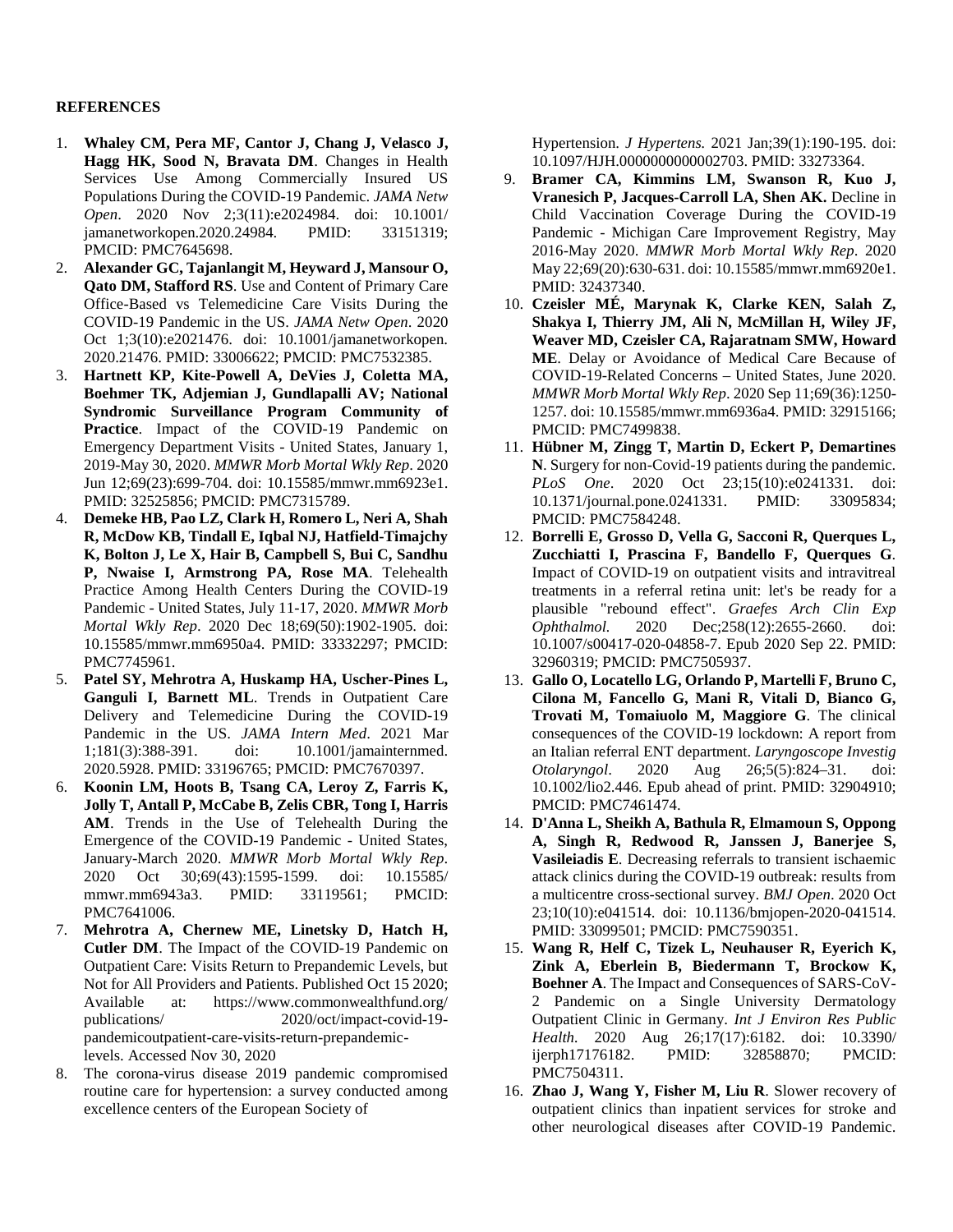**REFERENCES**

1. **Whaley CM, Pera MF, Cantor J, Chang J, Velasco J, Hagg HK, Sood N, Bravata DM**. Changes in Health Services Use Among Commercially Insured US Populations During the COVID-19 Pandemic. *JAMA Netw Open*. 2020 Nov 2;3(11):e2024984. doi: 10.1001/jamanetworkopen.2020.24984. PMID: 33151319; PMCID: PMC7645698.
2. **Alexander GC, Tajanlangit M, Heyward J, Mansour O, Qato DM, Stafford RS**. Use and Content of Primary Care Office-Based vs Telemedicine Care Visits During the COVID-19 Pandemic in the US. *JAMA Netw Open*. 2020 Oct 1;3(10):e2021476. doi: 10.1001/jamanetworkopen.2020.21476. PMID: 33006622; PMCID: PMC7532385.
3. **Hartnett KP, Kite-Powell A, DeVies J, Coletta MA, Boehmer TK, Adjemian J, Gundlapalli AV; National Syndromic Surveillance Program Community of Practice**. Impact of the COVID-19 Pandemic on Emergency Department Visits - United States, January 1, 2019-May 30, 2020. *MMWR Morb Mortal Wkly Rep*. 2020 Jun 12;69(23):699-704. doi: 10.15585/mmwr.mm6923e1. PMID: 32525856; PMCID: PMC7315789.
4. **Demeke HB, Pao LZ, Clark H, Romero L, Neri A, Shah R, McDow KB, Tindall E, Iqbal NJ, Hatfield-Timajchy K, Bolton J, Le X, Hair B, Campbell S, Bui C, Sandhu P, Nwaise I, Armstrong PA, Rose MA**. Telehealth Practice Among Health Centers During the COVID-19 Pandemic - United States, July 11-17, 2020. *MMWR Morb Mortal Wkly Rep*. 2020 Dec 18;69(50):1902-1905. doi: 10.15585/mmwr.mm6950a4. PMID: 33332297; PMCID: PMC7745961.
5. **Patel SY, Mehrotra A, Huskamp HA, Uscher-Pines L, Ganguli I, Barnett ML**. Trends in Outpatient Care Delivery and Telemedicine During the COVID-19 Pandemic in the US. *JAMA Intern Med*. 2021 Mar 1;181(3):388-391. doi: 10.1001/jamainternmed.2020.5928. PMID: 33196765; PMCID: PMC7670397.
6. **Koonin LM, Hoots B, Tsang CA, Leroy Z, Farris K, Jolly T, Antall P, McCabe B, Zelis CBR, Tong I, Harris AM**. Trends in the Use of Telehealth During the Emergence of the COVID-19 Pandemic - United States, January-March 2020. *MMWR Morb Mortal Wkly Rep*. 2020 Oct 30;69(43):1595-1599. doi: 10.15585/mmwr.mm6943a3. PMID: 33119561; PMCID: PMC7641006.
7. **Mehrotra A, Chernew ME, Linetsky D, Hatch H, Cutler DM**. The Impact of the COVID-19 Pandemic on Outpatient Care: Visits Return to Prepandemic Levels, but Not for All Providers and Patients. Published Oct 15 2020; Available at: https://www.commonwealthfund.org/publications/2020/oct/impact-covid-19-pandemicoutpatient-care-visits-return-prepandemic-levels. Accessed Nov 30, 2020
8. The corona-virus disease 2019 pandemic compromised routine care for hypertension: a survey conducted among excellence centers of the European Society of Hypertension. *J Hypertens.* 2021 Jan;39(1):190-195. doi: 10.1097/HJH.0000000000002703. PMID: 33273364.
9. **Bramer CA, Kimmins LM, Swanson R, Kuo J, Vranesich P, Jacques-Carroll LA, Shen AK.** Decline in Child Vaccination Coverage During the COVID-19 Pandemic - Michigan Care Improvement Registry, May 2016-May 2020. *MMWR Morb Mortal Wkly Rep*. 2020 May 22;69(20):630-631. doi: 10.15585/mmwr.mm6920e1. PMID: 32437340.
10. **Czeisler MÉ, Marynak K, Clarke KEN, Salah Z, Shakya I, Thierry JM, Ali N, McMillan H, Wiley JF, Weaver MD, Czeisler CA, Rajaratnam SMW, Howard ME**. Delay or Avoidance of Medical Care Because of COVID-19-Related Concerns – United States, June 2020. *MMWR Morb Mortal Wkly Rep*. 2020 Sep 11;69(36):1250-1257. doi: 10.15585/mmwr.mm6936a4. PMID: 32915166; PMCID: PMC7499838.
11. **Hübner M, Zingg T, Martin D, Eckert P, Demartines N**. Surgery for non-Covid-19 patients during the pandemic. *PLoS One*. 2020 Oct 23;15(10):e0241331. doi: 10.1371/journal.pone.0241331. PMID: 33095834; PMCID: PMC7584248.
12. **Borrelli E, Grosso D, Vella G, Sacconi R, Querques L, Zucchiatti I, Prascina F, Bandello F, Querques G**. Impact of COVID-19 on outpatient visits and intravitreal treatments in a referral retina unit: let's be ready for a plausible "rebound effect". *Graefes Arch Clin Exp Ophthalmol.* 2020 Dec;258(12):2655-2660. doi: 10.1007/s00417-020-04858-7. Epub 2020 Sep 22. PMID: 32960319; PMCID: PMC7505937.
13. **Gallo O, Locatello LG, Orlando P, Martelli F, Bruno C, Cilona M, Fancello G, Mani R, Vitali D, Bianco G, Trovati M, Tomaiuolo M, Maggiore G**. The clinical consequences of the COVID-19 lockdown: A report from an Italian referral ENT department. *Laryngoscope Investig Otolaryngol*. 2020 Aug 26;5(5):824–31. doi: 10.1002/lio2.446. Epub ahead of print. PMID: 32904910; PMCID: PMC7461474.
14. **D'Anna L, Sheikh A, Bathula R, Elmamoun S, Oppong A, Singh R, Redwood R, Janssen J, Banerjee S, Vasileiadis E**. Decreasing referrals to transient ischaemic attack clinics during the COVID-19 outbreak: results from a multicentre cross-sectional survey. *BMJ Open*. 2020 Oct 23;10(10):e041514. doi: 10.1136/bmjopen-2020-041514. PMID: 33099501; PMCID: PMC7590351.
15. **Wang R, Helf C, Tizek L, Neuhauser R, Eyerich K, Zink A, Eberlein B, Biedermann T, Brockow K, Boehner A**. The Impact and Consequences of SARS-CoV-2 Pandemic on a Single University Dermatology Outpatient Clinic in Germany. *Int J Environ Res Public Health.* 2020 Aug 26;17(17):6182. doi: 10.3390/ijerph17176182. PMID: 32858870; PMCID: PMC7504311.
16. **Zhao J, Wang Y, Fisher M, Liu R**. Slower recovery of outpatient clinics than inpatient services for stroke and other neurological diseases after COVID-19 Pandemic.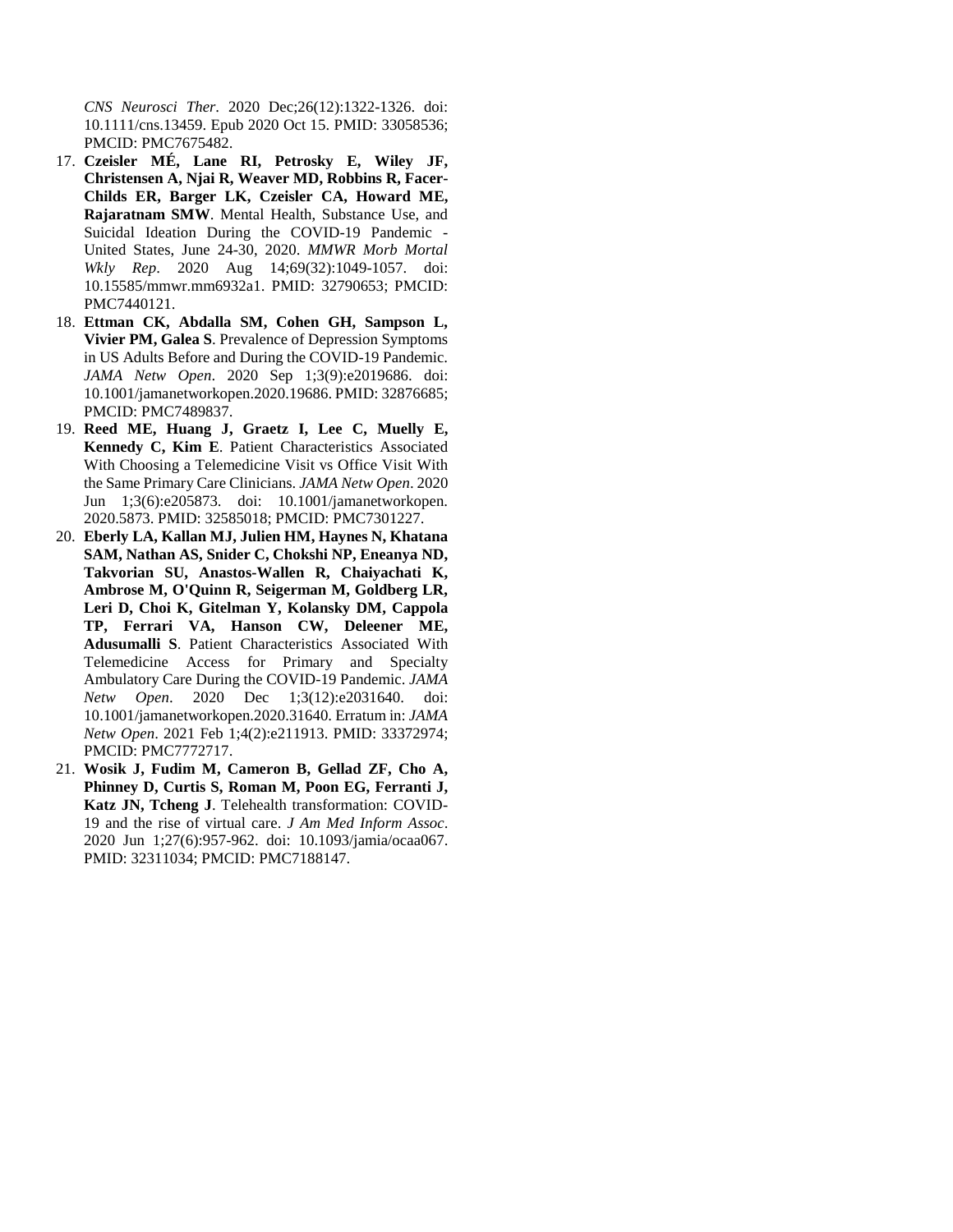*CNS Neurosci Ther*. 2020 Dec;26(12):1322-1326. doi: 10.1111/cns.13459. Epub 2020 Oct 15. PMID: 33058536; PMCID: PMC7675482.

17. **Czeisler MÉ, Lane RI, Petrosky E, Wiley JF, Christensen A, Njai R, Weaver MD, Robbins R, Facer-Childs ER, Barger LK, Czeisler CA, Howard ME, Rajaratnam SMW**. Mental Health, Substance Use, and Suicidal Ideation During the COVID-19 Pandemic - United States, June 24-30, 2020. *MMWR Morb Mortal Wkly Rep*. 2020 Aug 14;69(32):1049-1057. doi: 10.15585/mmwr.mm6932a1. PMID: 32790653; PMCID: PMC7440121.
18. **Ettman CK, Abdalla SM, Cohen GH, Sampson L, Vivier PM, Galea S**. Prevalence of Depression Symptoms in US Adults Before and During the COVID-19 Pandemic. *JAMA Netw Open*. 2020 Sep 1;3(9):e2019686. doi: 10.1001/jamanetworkopen.2020.19686. PMID: 32876685; PMCID: PMC7489837.
19. **Reed ME, Huang J, Graetz I, Lee C, Muelly E, Kennedy C, Kim E**. Patient Characteristics Associated With Choosing a Telemedicine Visit vs Office Visit With the Same Primary Care Clinicians. *JAMA Netw Open*. 2020 Jun 1;3(6):e205873. doi: 10.1001/jamanetworkopen.2020.5873. PMID: 32585018; PMCID: PMC7301227.
20. **Eberly LA, Kallan MJ, Julien HM, Haynes N, Khatana SAM, Nathan AS, Snider C, Chokshi NP, Eneanya ND, Takvorian SU, Anastos-Wallen R, Chaiyachati K, Ambrose M, O'Quinn R, Seigerman M, Goldberg LR, Leri D, Choi K, Gitelman Y, Kolansky DM, Cappola TP, Ferrari VA, Hanson CW, Deleener ME, Adusumalli S**. Patient Characteristics Associated With Telemedicine Access for Primary and Specialty Ambulatory Care During the COVID-19 Pandemic. *JAMA Netw Open*. 2020 Dec 1;3(12):e2031640. doi: 10.1001/jamanetworkopen.2020.31640. Erratum in: *JAMA Netw Open*. 2021 Feb 1;4(2):e211913. PMID: 33372974; PMCID: PMC7772717.
21. **Wosik J, Fudim M, Cameron B, Gellad ZF, Cho A, Phinney D, Curtis S, Roman M, Poon EG, Ferranti J, Katz JN, Tcheng J**. Telehealth transformation: COVID-19 and the rise of virtual care. *J Am Med Inform Assoc*. 2020 Jun 1;27(6):957-962. doi: 10.1093/jamia/ocaa067. PMID: 32311034; PMCID: PMC7188147.